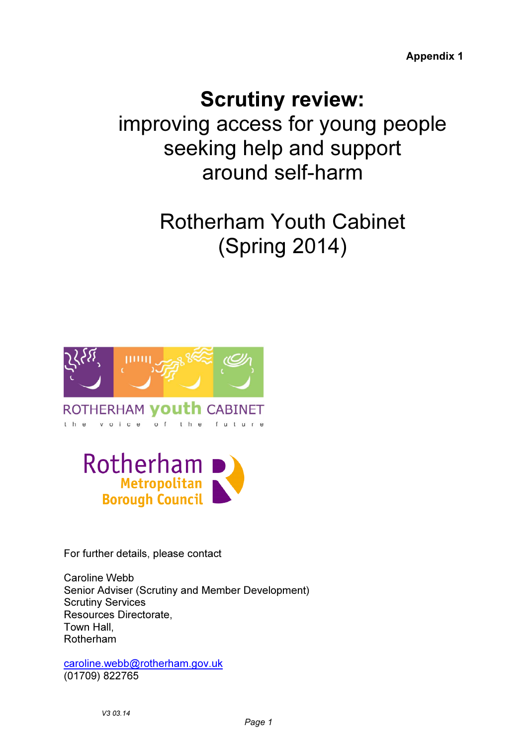**Appendix 1**

# Scrutiny review:

## improving access for young people seeking help and support around self-harm

## Rotherham Youth Cabinet (Spring 2014)

ROTHERHAM youth CABINET
the voice of the future

Rotherham Metropolitan Borough Council

For further details, please contact

Caroline Webb
Senior Adviser (Scrutiny and Member Development)
Scrutiny Services
Resources Directorate,
Town Hall,
Rotherham

caroline.webb@rotherham.gov.uk
(01709) 822765

V3 03.14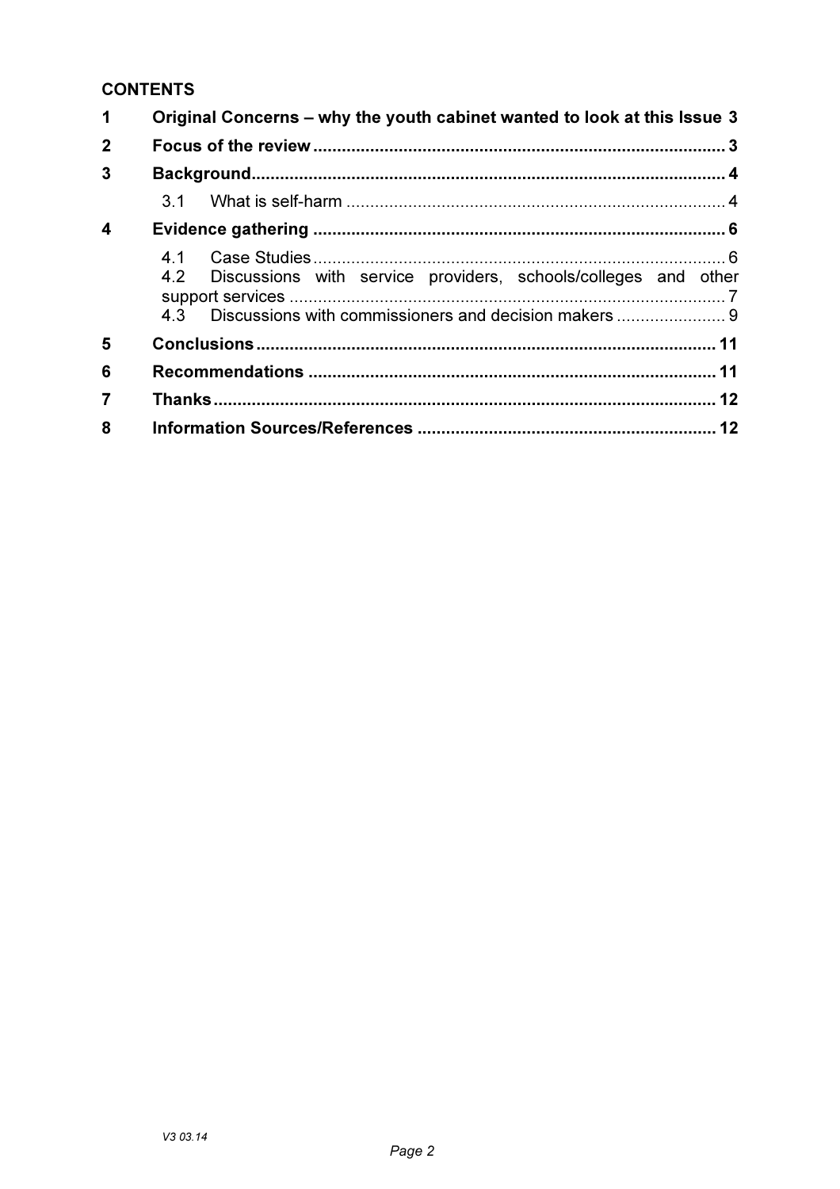**CONTENTS**

| | | |
|---|---|---|
| **1** | **Original Concerns – why the youth cabinet wanted to look at this Issue** | **3** |
| **2** | **Focus of the review** | **3** |
| **3** | **Background** | **4** |
| | 3.1 What is self-harm | 4 |
| **4** | **Evidence gathering** | **6** |
| | 4.1 Case Studies | 6 |
| | 4.2 Discussions with service providers, schools/colleges and other support services | 7 |
| | 4.3 Discussions with commissioners and decision makers | 9 |
| **5** | **Conclusions** | **11** |
| **6** | **Recommendations** | **11** |
| **7** | **Thanks** | **12** |
| **8** | **Information Sources/References** | **12** |

V3 03.14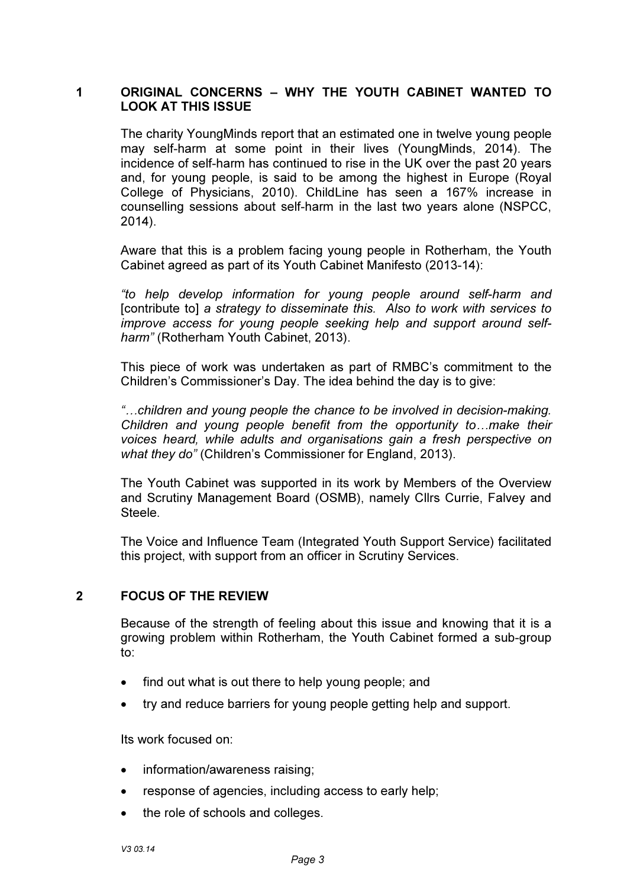## 1 ORIGINAL CONCERNS – WHY THE YOUTH CABINET WANTED TO LOOK AT THIS ISSUE

The charity YoungMinds report that an estimated one in twelve young people may self-harm at some point in their lives (YoungMinds, 2014). The incidence of self-harm has continued to rise in the UK over the past 20 years and, for young people, is said to be among the highest in Europe (Royal College of Physicians, 2010). ChildLine has seen a 167% increase in counselling sessions about self-harm in the last two years alone (NSPCC, 2014).

Aware that this is a problem facing young people in Rotherham, the Youth Cabinet agreed as part of its Youth Cabinet Manifesto (2013-14):

*"to help develop information for young people around self-harm and* [contribute to] *a strategy to disseminate this. Also to work with services to improve access for young people seeking help and support around self-harm"* (Rotherham Youth Cabinet, 2013).

This piece of work was undertaken as part of RMBC's commitment to the Children's Commissioner's Day. The idea behind the day is to give:

*"…children and young people the chance to be involved in decision-making. Children and young people benefit from the opportunity to…make their voices heard, while adults and organisations gain a fresh perspective on what they do"* (Children's Commissioner for England, 2013).

The Youth Cabinet was supported in its work by Members of the Overview and Scrutiny Management Board (OSMB), namely Cllrs Currie, Falvey and Steele.

The Voice and Influence Team (Integrated Youth Support Service) facilitated this project, with support from an officer in Scrutiny Services.

## 2 FOCUS OF THE REVIEW

Because of the strength of feeling about this issue and knowing that it is a growing problem within Rotherham, the Youth Cabinet formed a sub-group to:

- find out what is out there to help young people; and
- try and reduce barriers for young people getting help and support.

Its work focused on:

- information/awareness raising;
- response of agencies, including access to early help;
- the role of schools and colleges.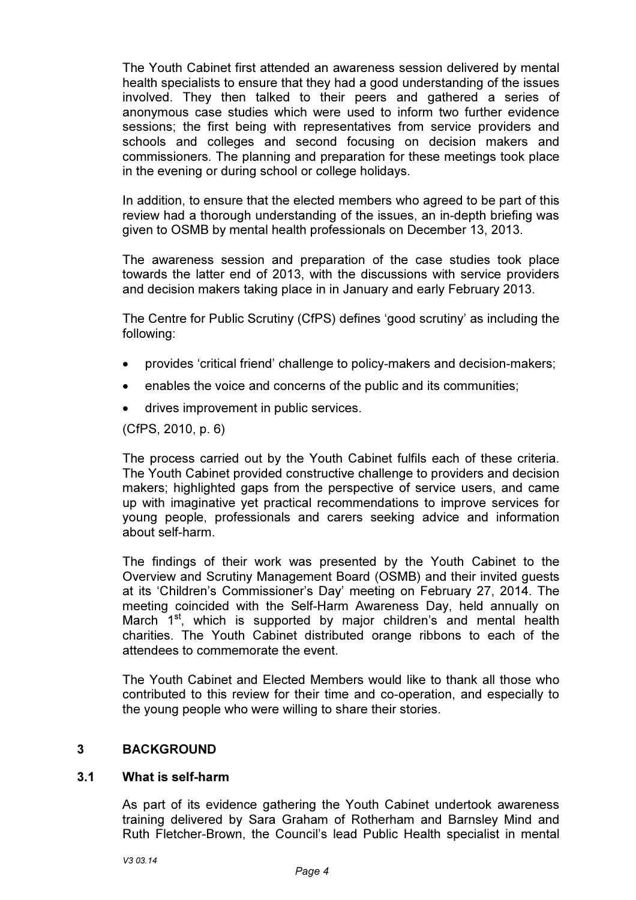The Youth Cabinet first attended an awareness session delivered by mental health specialists to ensure that they had a good understanding of the issues involved. They then talked to their peers and gathered a series of anonymous case studies which were used to inform two further evidence sessions; the first being with representatives from service providers and schools and colleges and second focusing on decision makers and commissioners. The planning and preparation for these meetings took place in the evening or during school or college holidays.

In addition, to ensure that the elected members who agreed to be part of this review had a thorough understanding of the issues, an in-depth briefing was given to OSMB by mental health professionals on December 13, 2013.

The awareness session and preparation of the case studies took place towards the latter end of 2013, with the discussions with service providers and decision makers taking place in in January and early February 2013.

The Centre for Public Scrutiny (CfPS) defines 'good scrutiny' as including the following:

- provides 'critical friend' challenge to policy-makers and decision-makers;
- enables the voice and concerns of the public and its communities;
- drives improvement in public services.

(CfPS, 2010, p. 6)

The process carried out by the Youth Cabinet fulfils each of these criteria. The Youth Cabinet provided constructive challenge to providers and decision makers; highlighted gaps from the perspective of service users, and came up with imaginative yet practical recommendations to improve services for young people, professionals and carers seeking advice and information about self-harm.

The findings of their work was presented by the Youth Cabinet to the Overview and Scrutiny Management Board (OSMB) and their invited guests at its 'Children's Commissioner's Day' meeting on February 27, 2014. The meeting coincided with the Self-Harm Awareness Day, held annually on March 1st, which is supported by major children's and mental health charities. The Youth Cabinet distributed orange ribbons to each of the attendees to commemorate the event.

The Youth Cabinet and Elected Members would like to thank all those who contributed to this review for their time and co-operation, and especially to the young people who were willing to share their stories.

## 3 BACKGROUND

### 3.1 What is self-harm

As part of its evidence gathering the Youth Cabinet undertook awareness training delivered by Sara Graham of Rotherham and Barnsley Mind and Ruth Fletcher-Brown, the Council's lead Public Health specialist in mental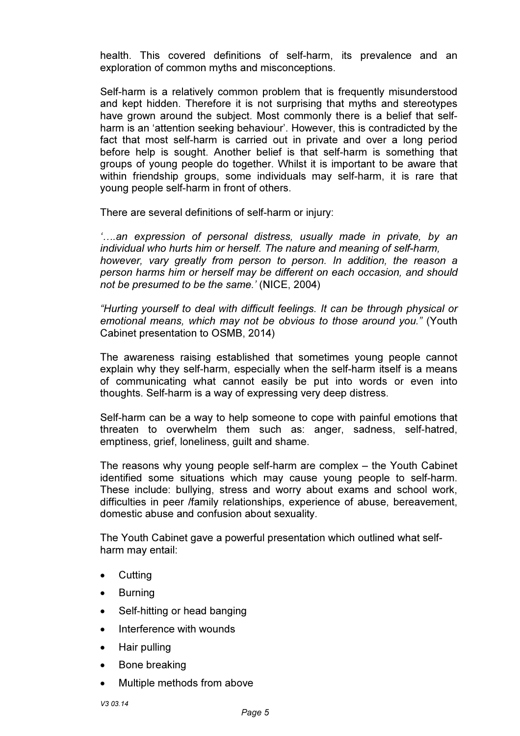health. This covered definitions of self-harm, its prevalence and an exploration of common myths and misconceptions.

Self-harm is a relatively common problem that is frequently misunderstood and kept hidden. Therefore it is not surprising that myths and stereotypes have grown around the subject. Most commonly there is a belief that self-harm is an 'attention seeking behaviour'. However, this is contradicted by the fact that most self-harm is carried out in private and over a long period before help is sought. Another belief is that self-harm is something that groups of young people do together. Whilst it is important to be aware that within friendship groups, some individuals may self-harm, it is rare that young people self-harm in front of others.

There are several definitions of self-harm or injury:

*'….an expression of personal distress, usually made in private, by an individual who hurts him or herself. The nature and meaning of self-harm, however, vary greatly from person to person. In addition, the reason a person harms him or herself may be different on each occasion, and should not be presumed to be the same.'* (NICE, 2004)

*"Hurting yourself to deal with difficult feelings. It can be through physical or emotional means, which may not be obvious to those around you."* (Youth Cabinet presentation to OSMB, 2014)

The awareness raising established that sometimes young people cannot explain why they self-harm, especially when the self-harm itself is a means of communicating what cannot easily be put into words or even into thoughts. Self-harm is a way of expressing very deep distress.

Self-harm can be a way to help someone to cope with painful emotions that threaten to overwhelm them such as: anger, sadness, self-hatred, emptiness, grief, loneliness, guilt and shame.

The reasons why young people self-harm are complex – the Youth Cabinet identified some situations which may cause young people to self-harm. These include: bullying, stress and worry about exams and school work, difficulties in peer /family relationships, experience of abuse, bereavement, domestic abuse and confusion about sexuality.

The Youth Cabinet gave a powerful presentation which outlined what self-harm may entail:

- Cutting
- Burning
- Self-hitting or head banging
- Interference with wounds
- Hair pulling
- Bone breaking
- Multiple methods from above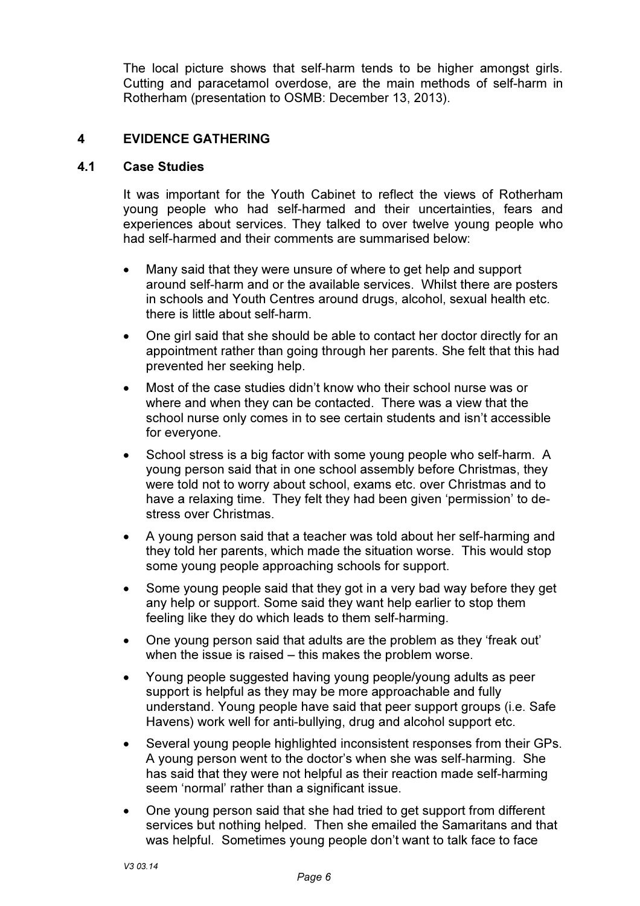The local picture shows that self-harm tends to be higher amongst girls. Cutting and paracetamol overdose, are the main methods of self-harm in Rotherham (presentation to OSMB: December 13, 2013).

## 4 EVIDENCE GATHERING

### 4.1 Case Studies

It was important for the Youth Cabinet to reflect the views of Rotherham young people who had self-harmed and their uncertainties, fears and experiences about services. They talked to over twelve young people who had self-harmed and their comments are summarised below:

- Many said that they were unsure of where to get help and support around self-harm and or the available services. Whilst there are posters in schools and Youth Centres around drugs, alcohol, sexual health etc. there is little about self-harm.
- One girl said that she should be able to contact her doctor directly for an appointment rather than going through her parents. She felt that this had prevented her seeking help.
- Most of the case studies didn't know who their school nurse was or where and when they can be contacted. There was a view that the school nurse only comes in to see certain students and isn't accessible for everyone.
- School stress is a big factor with some young people who self-harm. A young person said that in one school assembly before Christmas, they were told not to worry about school, exams etc. over Christmas and to have a relaxing time. They felt they had been given 'permission' to de-stress over Christmas.
- A young person said that a teacher was told about her self-harming and they told her parents, which made the situation worse. This would stop some young people approaching schools for support.
- Some young people said that they got in a very bad way before they get any help or support. Some said they want help earlier to stop them feeling like they do which leads to them self-harming.
- One young person said that adults are the problem as they 'freak out' when the issue is raised – this makes the problem worse.
- Young people suggested having young people/young adults as peer support is helpful as they may be more approachable and fully understand. Young people have said that peer support groups (i.e. Safe Havens) work well for anti-bullying, drug and alcohol support etc.
- Several young people highlighted inconsistent responses from their GPs. A young person went to the doctor's when she was self-harming. She has said that they were not helpful as their reaction made self-harming seem 'normal' rather than a significant issue.
- One young person said that she had tried to get support from different services but nothing helped. Then she emailed the Samaritans and that was helpful. Sometimes young people don't want to talk face to face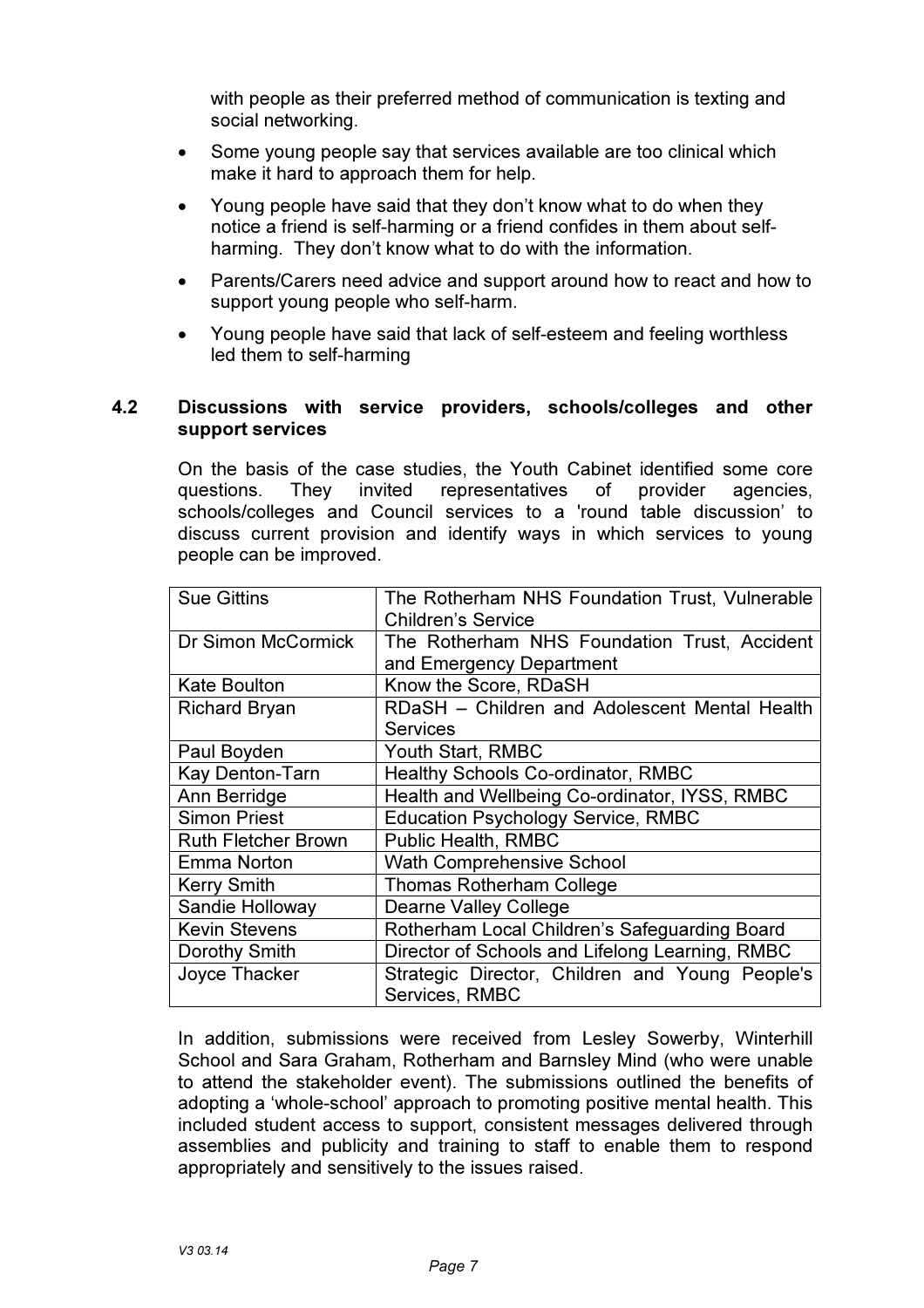with people as their preferred method of communication is texting and social networking.

- Some young people say that services available are too clinical which make it hard to approach them for help.
- Young people have said that they don't know what to do when they notice a friend is self-harming or a friend confides in them about self-harming. They don't know what to do with the information.
- Parents/Carers need advice and support around how to react and how to support young people who self-harm.
- Young people have said that lack of self-esteem and feeling worthless led them to self-harming

### 4.2 Discussions with service providers, schools/colleges and other support services

On the basis of the case studies, the Youth Cabinet identified some core questions. They invited representatives of provider agencies, schools/colleges and Council services to a 'round table discussion' to discuss current provision and identify ways in which services to young people can be improved.

| | |
|---|---|
| Sue Gittins | The Rotherham NHS Foundation Trust, Vulnerable Children's Service |
| Dr Simon McCormick | The Rotherham NHS Foundation Trust, Accident and Emergency Department |
| Kate Boulton | Know the Score, RDaSH |
| Richard Bryan | RDaSH – Children and Adolescent Mental Health Services |
| Paul Boyden | Youth Start, RMBC |
| Kay Denton-Tarn | Healthy Schools Co-ordinator, RMBC |
| Ann Berridge | Health and Wellbeing Co-ordinator, IYSS, RMBC |
| Simon Priest | Education Psychology Service, RMBC |
| Ruth Fletcher Brown | Public Health, RMBC |
| Emma Norton | Wath Comprehensive School |
| Kerry Smith | Thomas Rotherham College |
| Sandie Holloway | Dearne Valley College |
| Kevin Stevens | Rotherham Local Children's Safeguarding Board |
| Dorothy Smith | Director of Schools and Lifelong Learning, RMBC |
| Joyce Thacker | Strategic Director, Children and Young People's Services, RMBC |

In addition, submissions were received from Lesley Sowerby, Winterhill School and Sara Graham, Rotherham and Barnsley Mind (who were unable to attend the stakeholder event). The submissions outlined the benefits of adopting a 'whole-school' approach to promoting positive mental health. This included student access to support, consistent messages delivered through assemblies and publicity and training to staff to enable them to respond appropriately and sensitively to the issues raised.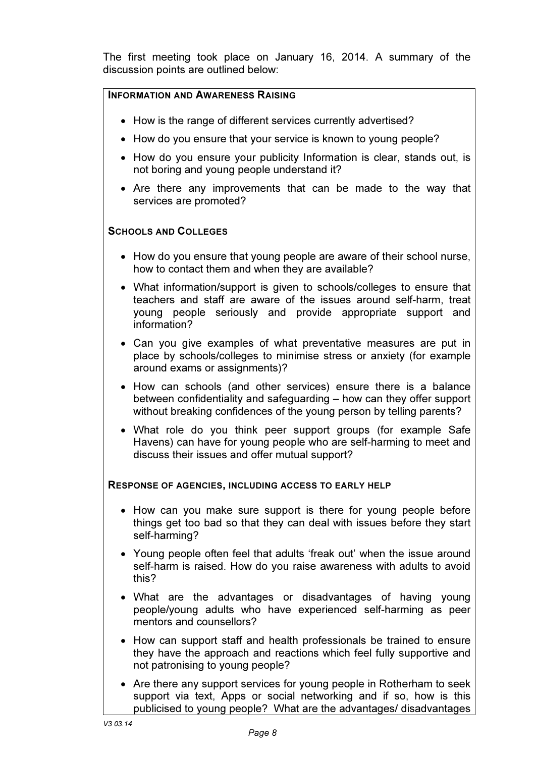The first meeting took place on January 16, 2014. A summary of the discussion points are outlined below:

**INFORMATION AND AWARENESS RAISING**

- How is the range of different services currently advertised?
- How do you ensure that your service is known to young people?
- How do you ensure your publicity Information is clear, stands out, is not boring and young people understand it?
- Are there any improvements that can be made to the way that services are promoted?

**SCHOOLS AND COLLEGES**

- How do you ensure that young people are aware of their school nurse, how to contact them and when they are available?
- What information/support is given to schools/colleges to ensure that teachers and staff are aware of the issues around self-harm, treat young people seriously and provide appropriate support and information?
- Can you give examples of what preventative measures are put in place by schools/colleges to minimise stress or anxiety (for example around exams or assignments)?
- How can schools (and other services) ensure there is a balance between confidentiality and safeguarding – how can they offer support without breaking confidences of the young person by telling parents?
- What role do you think peer support groups (for example Safe Havens) can have for young people who are self-harming to meet and discuss their issues and offer mutual support?

**RESPONSE OF AGENCIES, INCLUDING ACCESS TO EARLY HELP**

- How can you make sure support is there for young people before things get too bad so that they can deal with issues before they start self-harming?
- Young people often feel that adults 'freak out' when the issue around self-harm is raised. How do you raise awareness with adults to avoid this?
- What are the advantages or disadvantages of having young people/young adults who have experienced self-harming as peer mentors and counsellors?
- How can support staff and health professionals be trained to ensure they have the approach and reactions which feel fully supportive and not patronising to young people?
- Are there any support services for young people in Rotherham to seek support via text, Apps or social networking and if so, how is this publicised to young people? What are the advantages/ disadvantages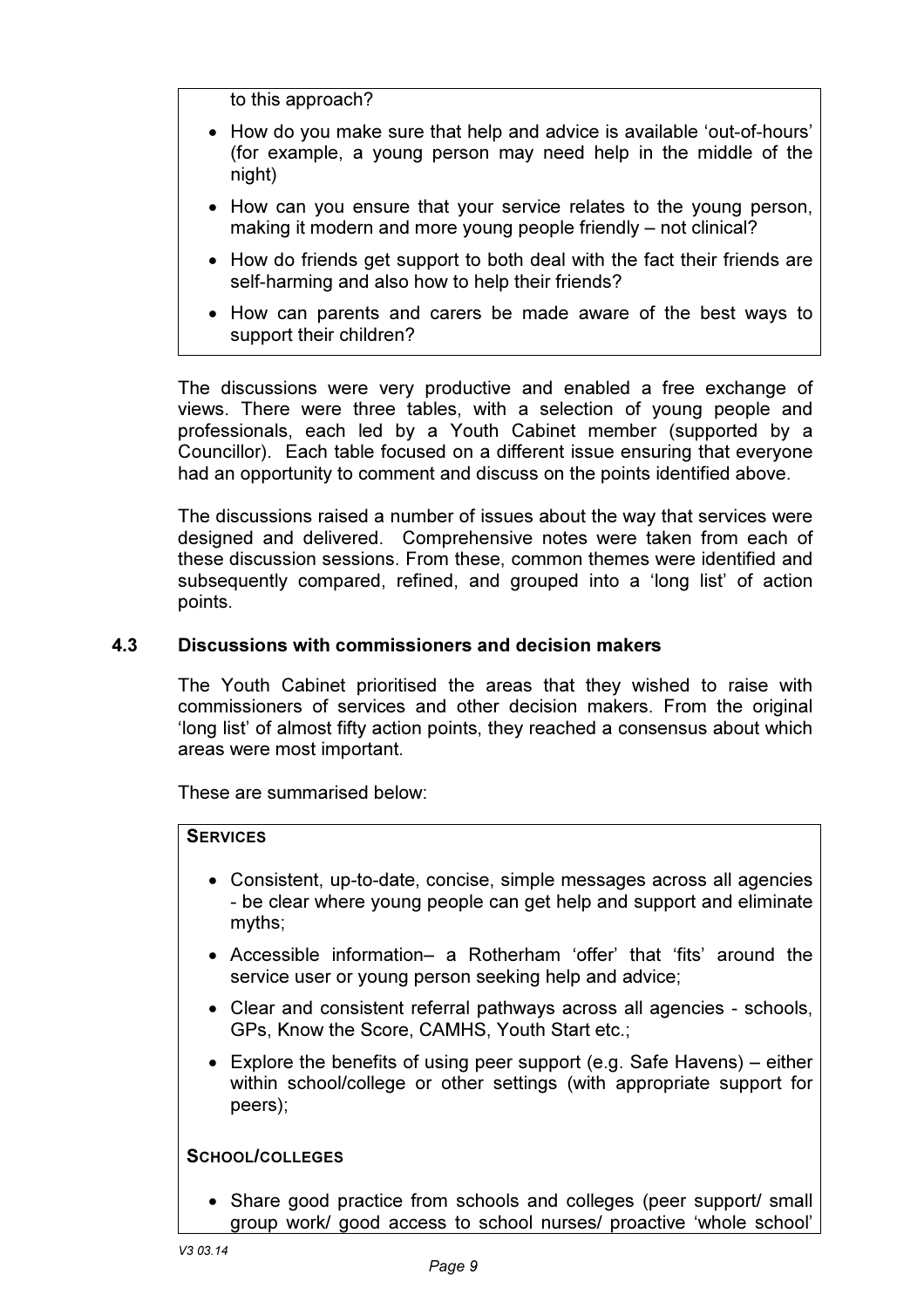to this approach?

- How do you make sure that help and advice is available 'out-of-hours' (for example, a young person may need help in the middle of the night)
- How can you ensure that your service relates to the young person, making it modern and more young people friendly – not clinical?
- How do friends get support to both deal with the fact their friends are self-harming and also how to help their friends?
- How can parents and carers be made aware of the best ways to support their children?

The discussions were very productive and enabled a free exchange of views. There were three tables, with a selection of young people and professionals, each led by a Youth Cabinet member (supported by a Councillor). Each table focused on a different issue ensuring that everyone had an opportunity to comment and discuss on the points identified above.

The discussions raised a number of issues about the way that services were designed and delivered. Comprehensive notes were taken from each of these discussion sessions. From these, common themes were identified and subsequently compared, refined, and grouped into a 'long list' of action points.

### 4.3 Discussions with commissioners and decision makers

The Youth Cabinet prioritised the areas that they wished to raise with commissioners of services and other decision makers. From the original 'long list' of almost fifty action points, they reached a consensus about which areas were most important.

These are summarised below:

**SERVICES**

- Consistent, up-to-date, concise, simple messages across all agencies - be clear where young people can get help and support and eliminate myths;
- Accessible information– a Rotherham 'offer' that 'fits' around the service user or young person seeking help and advice;
- Clear and consistent referral pathways across all agencies - schools, GPs, Know the Score, CAMHS, Youth Start etc.;
- Explore the benefits of using peer support (e.g. Safe Havens) – either within school/college or other settings (with appropriate support for peers);

**SCHOOL/COLLEGES**

- Share good practice from schools and colleges (peer support/ small group work/ good access to school nurses/ proactive 'whole school'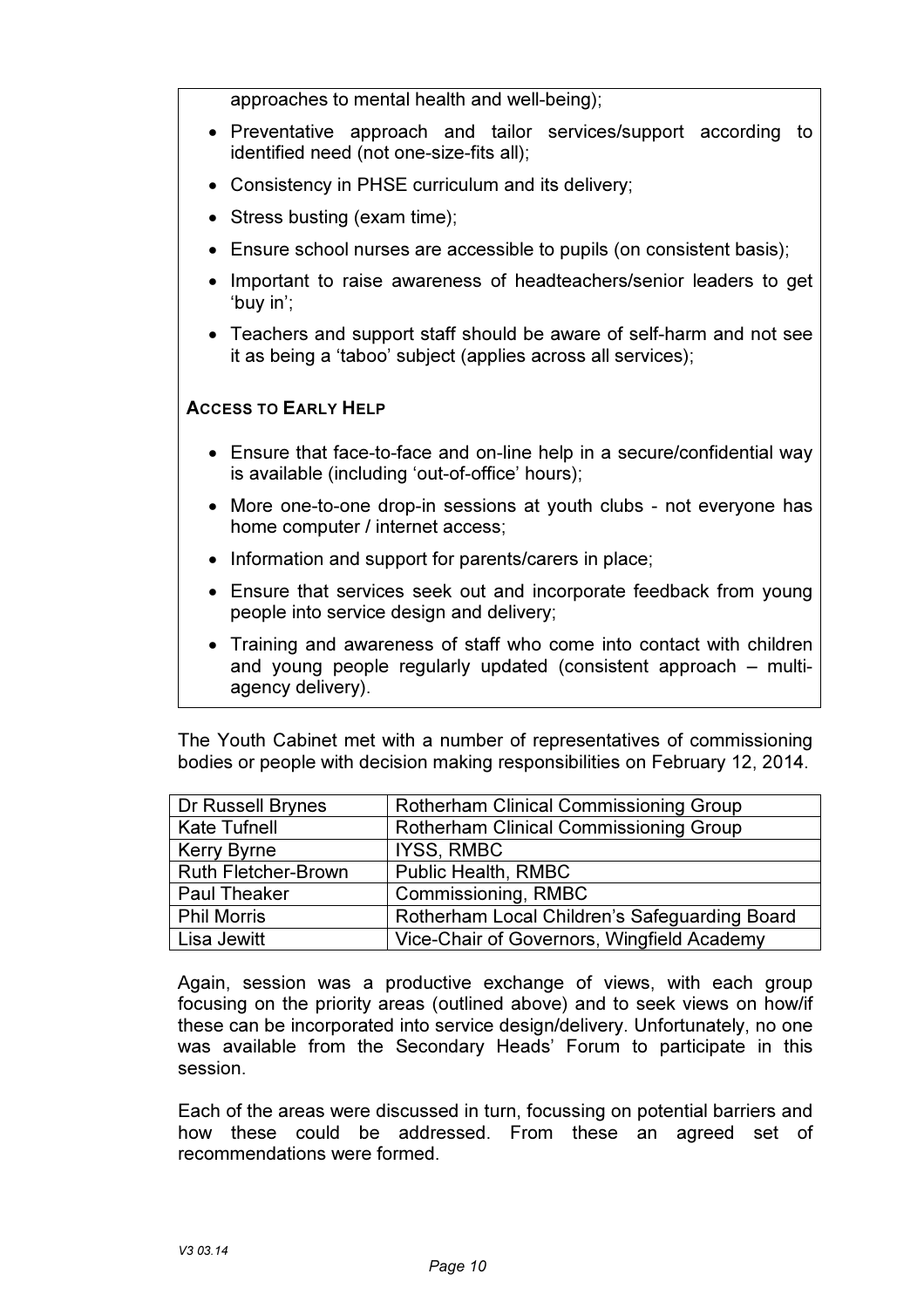approaches to mental health and well-being);

- Preventative approach and tailor services/support according to identified need (not one-size-fits all);
- Consistency in PHSE curriculum and its delivery;
- Stress busting (exam time);
- Ensure school nurses are accessible to pupils (on consistent basis);
- Important to raise awareness of headteachers/senior leaders to get 'buy in';
- Teachers and support staff should be aware of self-harm and not see it as being a 'taboo' subject (applies across all services);

**ACCESS TO EARLY HELP**

- Ensure that face-to-face and on-line help in a secure/confidential way is available (including 'out-of-office' hours);
- More one-to-one drop-in sessions at youth clubs - not everyone has home computer / internet access;
- Information and support for parents/carers in place;
- Ensure that services seek out and incorporate feedback from young people into service design and delivery;
- Training and awareness of staff who come into contact with children and young people regularly updated (consistent approach – multi-agency delivery).

The Youth Cabinet met with a number of representatives of commissioning bodies or people with decision making responsibilities on February 12, 2014.

| | |
|---|---|
| Dr Russell Brynes | Rotherham Clinical Commissioning Group |
| Kate Tufnell | Rotherham Clinical Commissioning Group |
| Kerry Byrne | IYSS, RMBC |
| Ruth Fletcher-Brown | Public Health, RMBC |
| Paul Theaker | Commissioning, RMBC |
| Phil Morris | Rotherham Local Children's Safeguarding Board |
| Lisa Jewitt | Vice-Chair of Governors, Wingfield Academy |

Again, session was a productive exchange of views, with each group focusing on the priority areas (outlined above) and to seek views on how/if these can be incorporated into service design/delivery. Unfortunately, no one was available from the Secondary Heads' Forum to participate in this session.

Each of the areas were discussed in turn, focussing on potential barriers and how these could be addressed. From these an agreed set of recommendations were formed.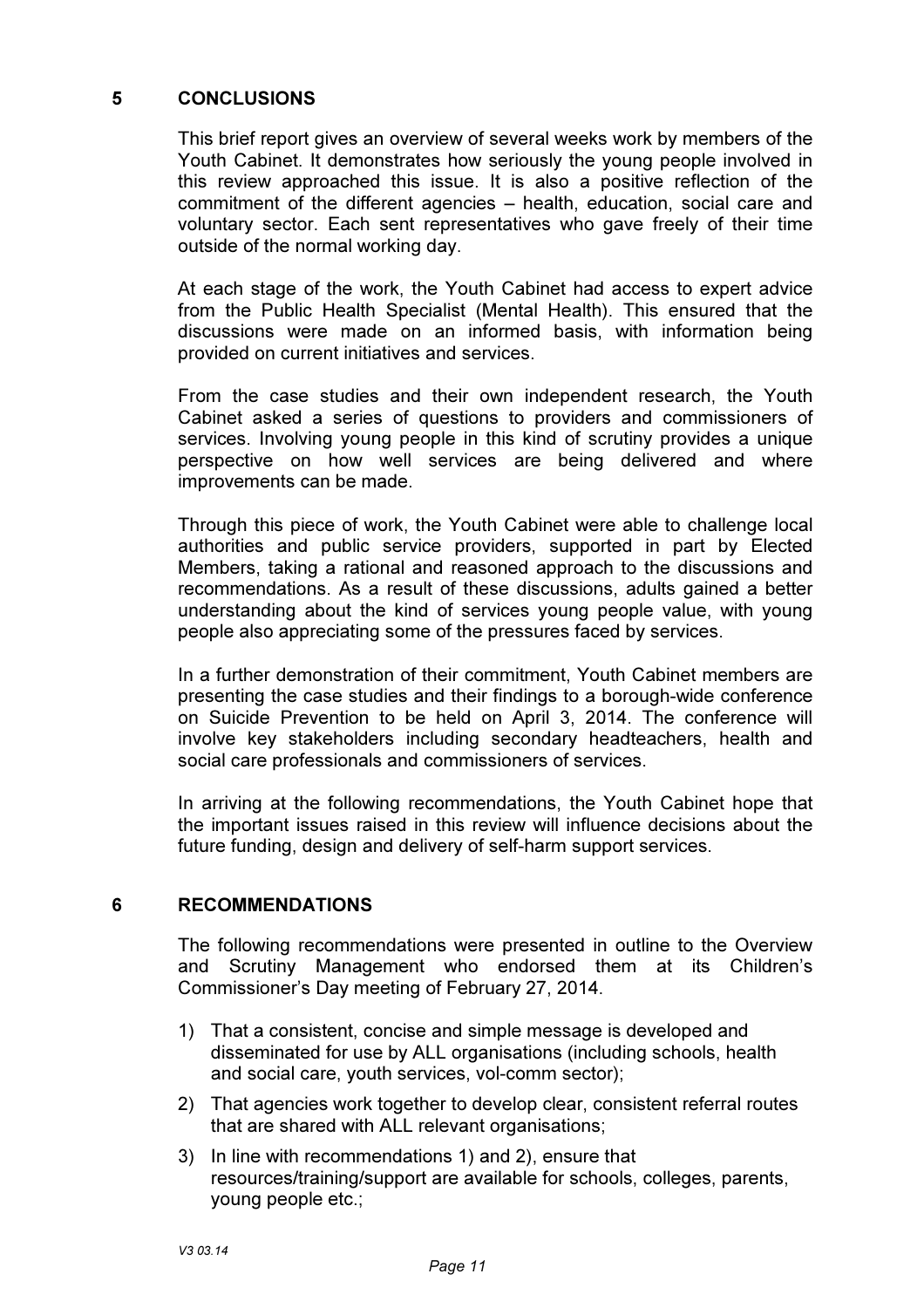## 5 CONCLUSIONS

This brief report gives an overview of several weeks work by members of the Youth Cabinet. It demonstrates how seriously the young people involved in this review approached this issue. It is also a positive reflection of the commitment of the different agencies – health, education, social care and voluntary sector. Each sent representatives who gave freely of their time outside of the normal working day.

At each stage of the work, the Youth Cabinet had access to expert advice from the Public Health Specialist (Mental Health). This ensured that the discussions were made on an informed basis, with information being provided on current initiatives and services.

From the case studies and their own independent research, the Youth Cabinet asked a series of questions to providers and commissioners of services. Involving young people in this kind of scrutiny provides a unique perspective on how well services are being delivered and where improvements can be made.

Through this piece of work, the Youth Cabinet were able to challenge local authorities and public service providers, supported in part by Elected Members, taking a rational and reasoned approach to the discussions and recommendations. As a result of these discussions, adults gained a better understanding about the kind of services young people value, with young people also appreciating some of the pressures faced by services.

In a further demonstration of their commitment, Youth Cabinet members are presenting the case studies and their findings to a borough-wide conference on Suicide Prevention to be held on April 3, 2014. The conference will involve key stakeholders including secondary headteachers, health and social care professionals and commissioners of services.

In arriving at the following recommendations, the Youth Cabinet hope that the important issues raised in this review will influence decisions about the future funding, design and delivery of self-harm support services.

## 6 RECOMMENDATIONS

The following recommendations were presented in outline to the Overview and Scrutiny Management who endorsed them at its Children's Commissioner's Day meeting of February 27, 2014.

1) That a consistent, concise and simple message is developed and disseminated for use by ALL organisations (including schools, health and social care, youth services, vol-comm sector);
2) That agencies work together to develop clear, consistent referral routes that are shared with ALL relevant organisations;
3) In line with recommendations 1) and 2), ensure that resources/training/support are available for schools, colleges, parents, young people etc.;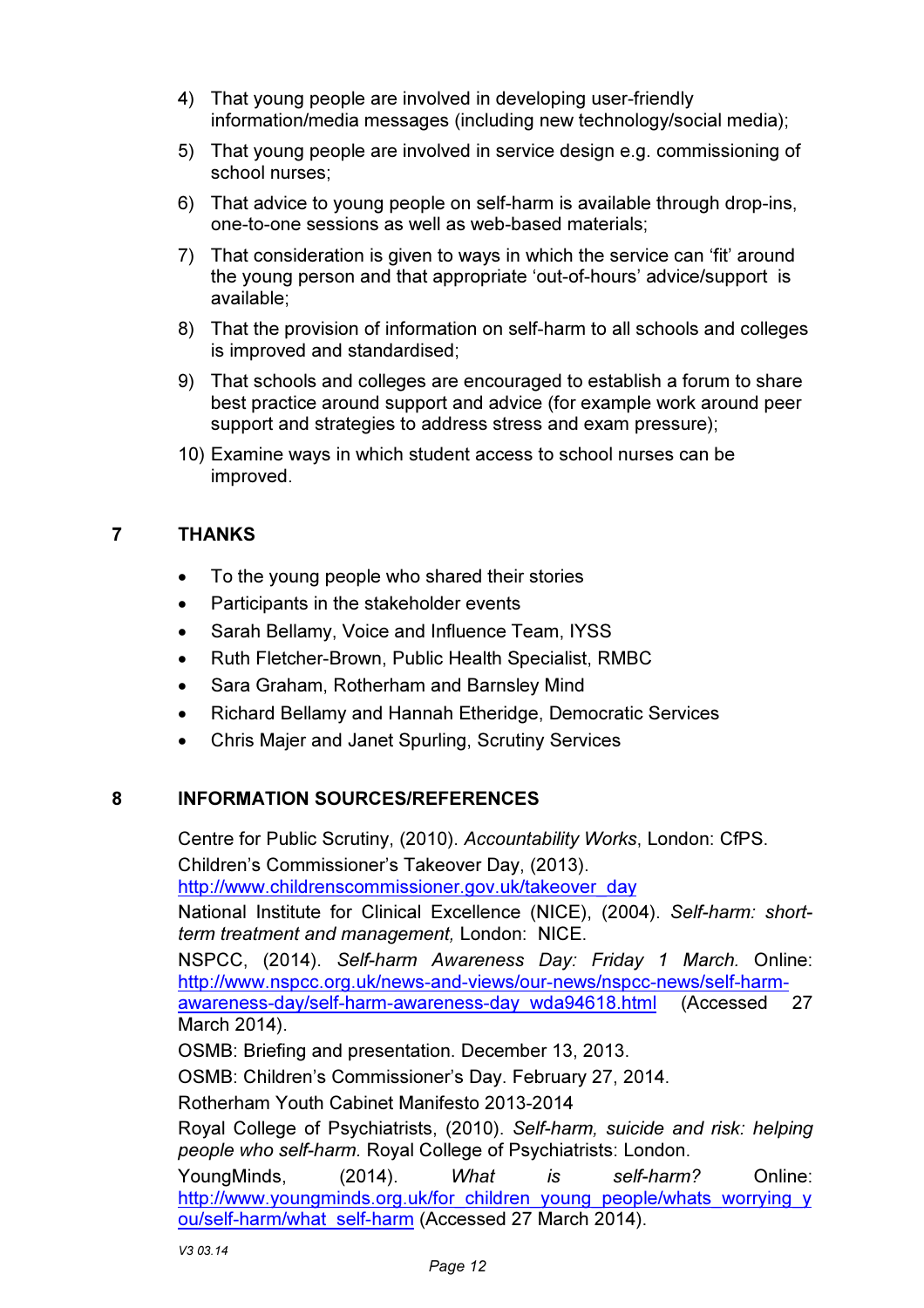4) That young people are involved in developing user-friendly information/media messages (including new technology/social media);

5) That young people are involved in service design e.g. commissioning of school nurses;

6) That advice to young people on self-harm is available through drop-ins, one-to-one sessions as well as web-based materials;

7) That consideration is given to ways in which the service can 'fit' around the young person and that appropriate 'out-of-hours' advice/support is available;

8) That the provision of information on self-harm to all schools and colleges is improved and standardised;

9) That schools and colleges are encouraged to establish a forum to share best practice around support and advice (for example work around peer support and strategies to address stress and exam pressure);

10) Examine ways in which student access to school nurses can be improved.

## 7 THANKS

- To the young people who shared their stories
- Participants in the stakeholder events
- Sarah Bellamy, Voice and Influence Team, IYSS
- Ruth Fletcher-Brown, Public Health Specialist, RMBC
- Sara Graham, Rotherham and Barnsley Mind
- Richard Bellamy and Hannah Etheridge, Democratic Services
- Chris Majer and Janet Spurling, Scrutiny Services

## 8 INFORMATION SOURCES/REFERENCES

Centre for Public Scrutiny, (2010). *Accountability Works*, London: CfPS.

Children's Commissioner's Takeover Day, (2013). http://www.childrenscommissioner.gov.uk/takeover_day

National Institute for Clinical Excellence (NICE), (2004). *Self-harm: short-term treatment and management,* London: NICE.

NSPCC, (2014). *Self-harm Awareness Day: Friday 1 March.* Online: http://www.nspcc.org.uk/news-and-views/our-news/nspcc-news/self-harm-awareness-day/self-harm-awareness-day_wda94618.html (Accessed 27 March 2014).

OSMB: Briefing and presentation. December 13, 2013.

OSMB: Children's Commissioner's Day. February 27, 2014.

Rotherham Youth Cabinet Manifesto 2013-2014

Royal College of Psychiatrists, (2010). *Self-harm, suicide and risk: helping people who self-harm.* Royal College of Psychiatrists: London.

YoungMinds, (2014). *What is self-harm?* Online: http://www.youngminds.org.uk/for_children_young_people/whats_worrying_you/self-harm/what_self-harm (Accessed 27 March 2014).

V3 03.14